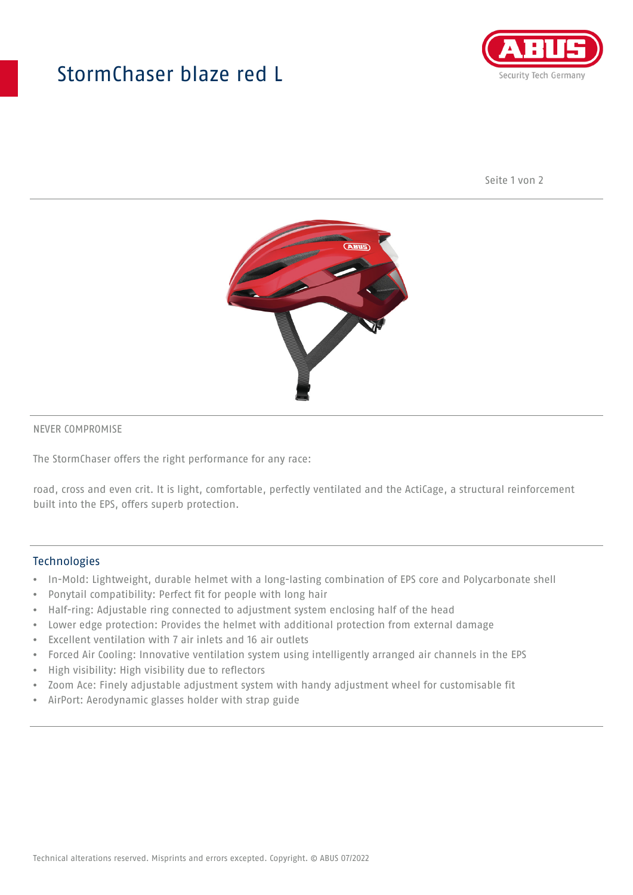# StormChaser blaze red L

NEVER COMPROMISE

The StormChaser offers the right performance for any race:

road, cross and even crit. It is light, comfortable, perfectly ventilated and the ActiCage, a structural reinforcement built into the EPS, offers superb protection.

## Technologies

- In-Mold: Lightweight, durable helmet with a long-lasting combination of EPS core and Polycarbonate shell
- Ponytail compatibility: Perfect fit for people with long hair
- Half-ring: Adjustable ring connected to adjustment system enclosing half of the head
- Lower edge protection: Provides the helmet with additional protection from external damage
- Excellent ventilation with 7 air inlets and 16 air outlets
- Forced Air Cooling: Innovative ventilation system using intelligently arranged air channels in the EPS
- High visibility: High visibility due to reflectors
- Zoom Ace: Finely adjustable adjustment system with handy adjustment wheel for customisable fit
- AirPort: Aerodynamic glasses holder with strap guide

Technical alterations reserved. Misprints and errors excepted. Copyright. © ABUS 07/2022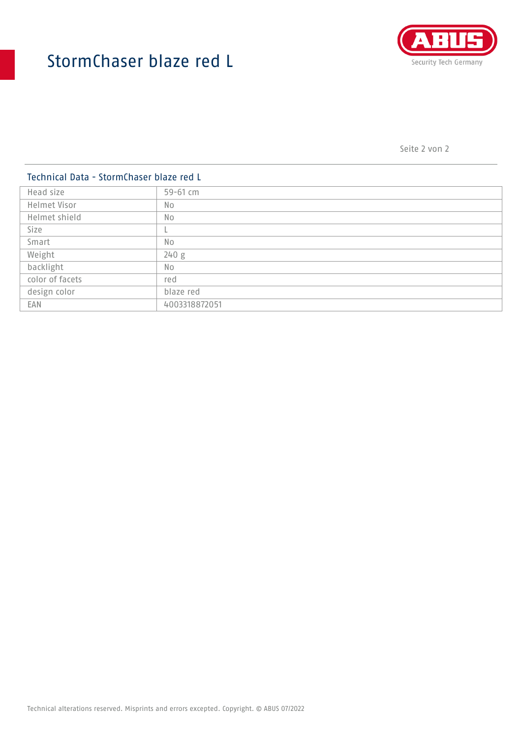# StormChaser blaze red L

## Technical Data - StormChaser blaze red L

| | |
|---|---|
| Head size | 59-61 cm |
| Helmet Visor | No |
| Helmet shield | No |
| Size | L |
| Smart | No |
| Weight | 240 g |
| backlight | No |
| color of facets | red |
| design color | blaze red |
| EAN | 4003318872051 |

Technical alterations reserved. Misprints and errors excepted. Copyright. © ABUS 07/2022